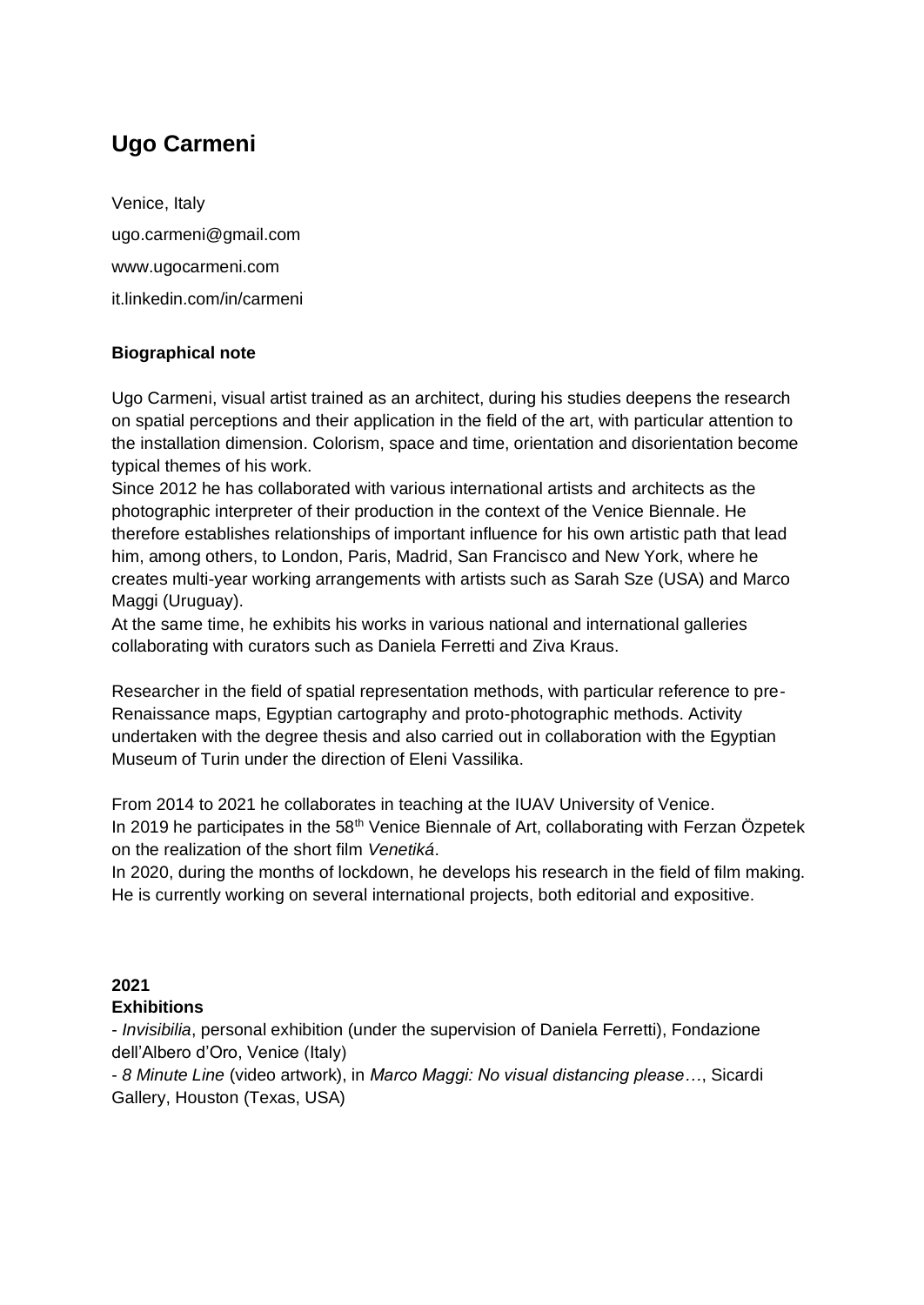# Ugo Carmeni

Venice, Italy

ugo.carmeni@gmail.com

www.ugocarmeni.com

it.linkedin.com/in/carmeni

### Biographical note

Ugo Carmeni, visual artist trained as an architect, during his studies deepens the research on spatial perceptions and their application in the field of the art, with particular attention to the installation dimension. Colorism, space and time, orientation and disorientation become typical themes of his work.
Since 2012 he has collaborated with various international artists and architects as the photographic interpreter of their production in the context of the Venice Biennale. He therefore establishes relationships of important influence for his own artistic path that lead him, among others, to London, Paris, Madrid, San Francisco and New York, where he creates multi-year working arrangements with artists such as Sarah Sze (USA) and Marco Maggi (Uruguay).
At the same time, he exhibits his works in various national and international galleries collaborating with curators such as Daniela Ferretti and Ziva Kraus.

Researcher in the field of spatial representation methods, with particular reference to pre-Renaissance maps, Egyptian cartography and proto-photographic methods. Activity undertaken with the degree thesis and also carried out in collaboration with the Egyptian Museum of Turin under the direction of Eleni Vassilika.

From 2014 to 2021 he collaborates in teaching at the IUAV University of Venice.
In 2019 he participates in the 58th Venice Biennale of Art, collaborating with Ferzan Özpetek on the realization of the short film *Venetiká*.
In 2020, during the months of lockdown, he develops his research in the field of film making. He is currently working on several international projects, both editorial and expositive.

### 2021

**Exhibitions**

- *Invisibilia*, personal exhibition (under the supervision of Daniela Ferretti), Fondazione dell'Albero d'Oro, Venice (Italy)
- *8 Minute Line* (video artwork), in *Marco Maggi: No visual distancing please…*, Sicardi Gallery, Houston (Texas, USA)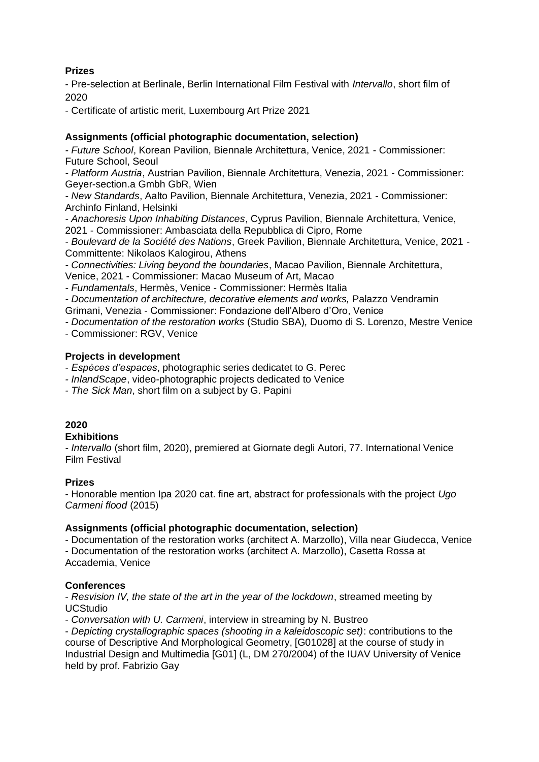**Prizes**

- Pre-selection at Berlinale, Berlin International Film Festival with *Intervallo*, short film of 2020
- Certificate of artistic merit, Luxembourg Art Prize 2021

**Assignments (official photographic documentation, selection)**

- *Future School*, Korean Pavilion, Biennale Architettura, Venice, 2021 - Commissioner: Future School, Seoul
- *Platform Austria*, Austrian Pavilion, Biennale Architettura, Venezia, 2021 - Commissioner: Geyer-section.a Gmbh GbR, Wien
- *New Standards*, Aalto Pavilion, Biennale Architettura, Venezia, 2021 - Commissioner: Archinfo Finland, Helsinki
- *Anachoresis Upon Inhabiting Distances*, Cyprus Pavilion, Biennale Architettura, Venice, 2021 - Commissioner: Ambasciata della Repubblica di Cipro, Rome
- *Boulevard de la Société des Nations*, Greek Pavilion, Biennale Architettura, Venice, 2021 - Committente: Nikolaos Kalogirou, Athens
- *Connectivities: Living beyond the boundaries*, Macao Pavilion, Biennale Architettura, Venice, 2021 - Commissioner: Macao Museum of Art, Macao
- *Fundamentals*, Hermès, Venice - Commissioner: Hermès Italia
- *Documentation of architecture, decorative elements and works,* Palazzo Vendramin Grimani, Venezia - Commissioner: Fondazione dell'Albero d'Oro, Venice
- *Documentation of the restoration works* (Studio SBA)*,* Duomo di S. Lorenzo, Mestre Venice - Commissioner: RGV, Venice

**Projects in development**

- *Espèces d'espaces*, photographic series dedicatet to G. Perec
- *InlandScape*, video-photographic projects dedicated to Venice
- *The Sick Man*, short film on a subject by G. Papini

**2020**

**Exhibitions**

- *Intervallo* (short film, 2020), premiered at Giornate degli Autori, 77. International Venice Film Festival

**Prizes**

- Honorable mention Ipa 2020 cat. fine art, abstract for professionals with the project *Ugo Carmeni flood* (2015)

**Assignments (official photographic documentation, selection)**

- Documentation of the restoration works (architect A. Marzollo), Villa near Giudecca, Venice
- Documentation of the restoration works (architect A. Marzollo), Casetta Rossa at Accademia, Venice

**Conferences**

- *Resvision IV, the state of the art in the year of the lockdown*, streamed meeting by UCStudio
- *Conversation with U. Carmeni*, interview in streaming by N. Bustreo
- *Depicting crystallographic spaces (shooting in a kaleidoscopic set)*: contributions to the course of Descriptive And Morphological Geometry, [G01028] at the course of study in Industrial Design and Multimedia [G01] (L, DM 270/2004) of the IUAV University of Venice held by prof. Fabrizio Gay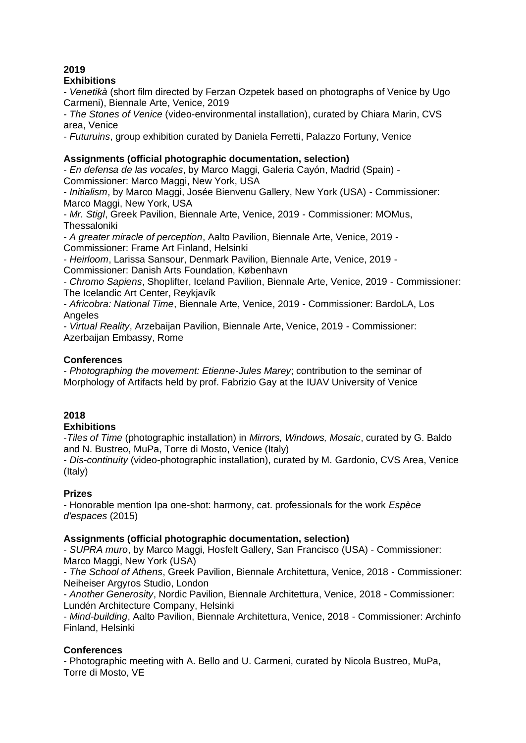**2019**

**Exhibitions**

- *Venetikà* (short film directed by Ferzan Ozpetek based on photographs of Venice by Ugo Carmeni), Biennale Arte, Venice, 2019
- *The Stones of Venice* (video-environmental installation), curated by Chiara Marin, CVS area, Venice
- *Futuruins*, group exhibition curated by Daniela Ferretti, Palazzo Fortuny, Venice

**Assignments (official photographic documentation, selection)**

- *En defensa de las vocales*, by Marco Maggi, Galeria Cayón, Madrid (Spain) - Commissioner: Marco Maggi, New York, USA
- *Initialism*, by Marco Maggi, Josée Bienvenu Gallery, New York (USA) - Commissioner: Marco Maggi, New York, USA
- *Mr. Stigl*, Greek Pavilion, Biennale Arte, Venice, 2019 - Commissioner: MOMus, Thessaloniki
- *A greater miracle of perception*, Aalto Pavilion, Biennale Arte, Venice, 2019 - Commissioner: Frame Art Finland, Helsinki
- *Heirloom*, Larissa Sansour, Denmark Pavilion, Biennale Arte, Venice, 2019 - Commissioner: Danish Arts Foundation, København
- *Chromo Sapiens*, Shoplifter, Iceland Pavilion, Biennale Arte, Venice, 2019 - Commissioner: The Icelandic Art Center, Reykjavík
- *Africobra: National Time*, Biennale Arte, Venice, 2019 - Commissioner: BardoLA, Los Angeles
- *Virtual Reality*, Arzebaijan Pavilion, Biennale Arte, Venice, 2019 - Commissioner: Azerbaijan Embassy, Rome

**Conferences**

- *Photographing the movement: Etienne-Jules Marey*; contribution to the seminar of Morphology of Artifacts held by prof. Fabrizio Gay at the IUAV University of Venice

**2018**

**Exhibitions**

-*Tiles of Time* (photographic installation) in *Mirrors, Windows, Mosaic*, curated by G. Baldo and N. Bustreo, MuPa, Torre di Mosto, Venice (Italy)
- *Dis-continuity* (video-photographic installation), curated by M. Gardonio, CVS Area, Venice (Italy)

**Prizes**

- Honorable mention Ipa one-shot: harmony, cat. professionals for the work *Espèce d'espaces* (2015)

**Assignments (official photographic documentation, selection)**

- *SUPRA muro*, by Marco Maggi, Hosfelt Gallery, San Francisco (USA) - Commissioner: Marco Maggi, New York (USA)
- *The School of Athens*, Greek Pavilion, Biennale Architettura, Venice, 2018 - Commissioner: Neiheiser Argyros Studio, London
- *Another Generosity*, Nordic Pavilion, Biennale Architettura, Venice, 2018 - Commissioner: Lundén Architecture Company, Helsinki
- *Mind-building*, Aalto Pavilion, Biennale Architettura, Venice, 2018 - Commissioner: Archinfo Finland, Helsinki

**Conferences**

- Photographic meeting with A. Bello and U. Carmeni, curated by Nicola Bustreo, MuPa, Torre di Mosto, VE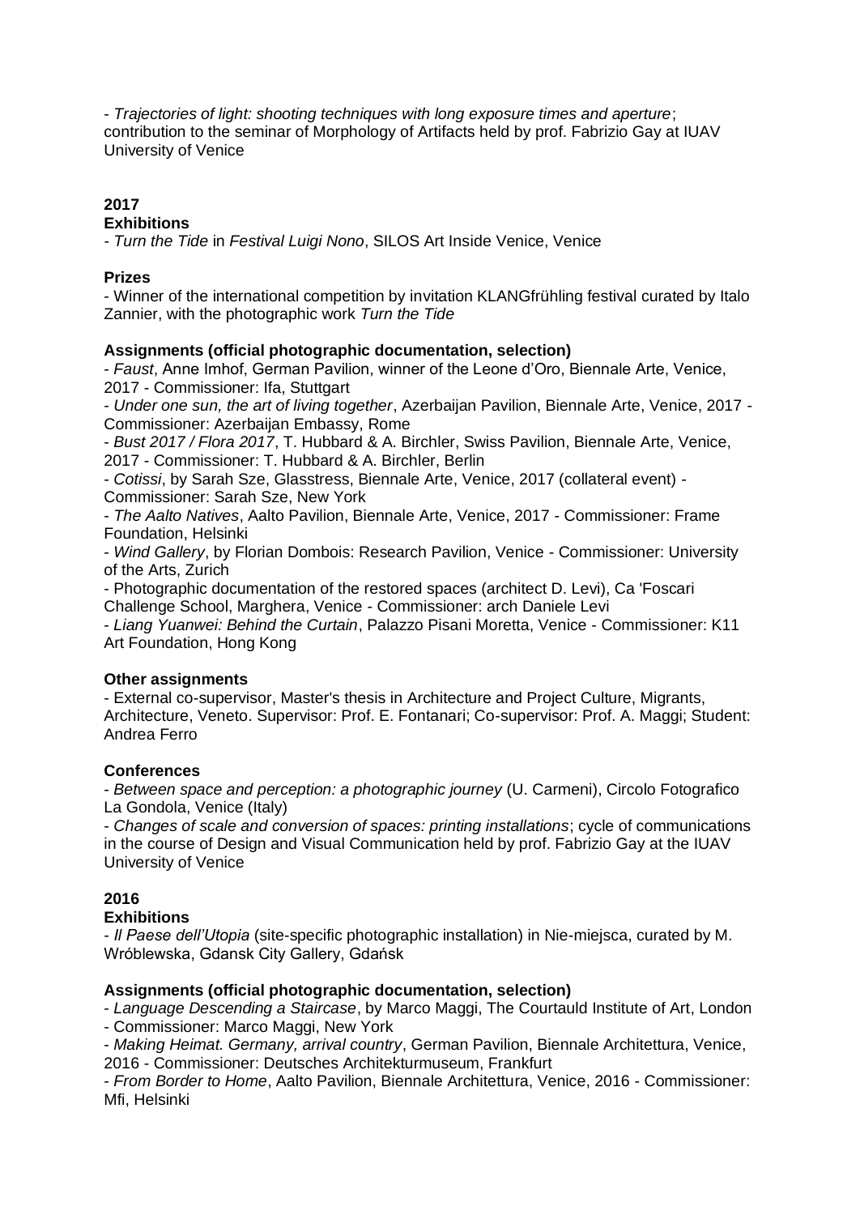- *Trajectories of light: shooting techniques with long exposure times and aperture*; contribution to the seminar of Morphology of Artifacts held by prof. Fabrizio Gay at IUAV University of Venice

## 2017

**Exhibitions**

- *Turn the Tide* in *Festival Luigi Nono*, SILOS Art Inside Venice, Venice

**Prizes**

- Winner of the international competition by invitation KLANGfrühling festival curated by Italo Zannier, with the photographic work *Turn the Tide*

**Assignments (official photographic documentation, selection)**

- *Faust*, Anne Imhof, German Pavilion, winner of the Leone d'Oro, Biennale Arte, Venice, 2017 - Commissioner: Ifa, Stuttgart
- *Under one sun, the art of living together*, Azerbaijan Pavilion, Biennale Arte, Venice, 2017 - Commissioner: Azerbaijan Embassy, Rome
- *Bust 2017 / Flora 2017*, T. Hubbard & A. Birchler, Swiss Pavilion, Biennale Arte, Venice, 2017 - Commissioner: T. Hubbard & A. Birchler, Berlin
- *Cotissi*, by Sarah Sze, Glasstress, Biennale Arte, Venice, 2017 (collateral event) - Commissioner: Sarah Sze, New York
- *The Aalto Natives*, Aalto Pavilion, Biennale Arte, Venice, 2017 - Commissioner: Frame Foundation, Helsinki
- *Wind Gallery*, by Florian Dombois: Research Pavilion, Venice - Commissioner: University of the Arts, Zurich
- Photographic documentation of the restored spaces (architect D. Levi), Ca 'Foscari Challenge School, Marghera, Venice - Commissioner: arch Daniele Levi
- *Liang Yuanwei: Behind the Curtain*, Palazzo Pisani Moretta, Venice - Commissioner: K11 Art Foundation, Hong Kong

**Other assignments**

- External co-supervisor, Master's thesis in Architecture and Project Culture, Migrants, Architecture, Veneto. Supervisor: Prof. E. Fontanari; Co-supervisor: Prof. A. Maggi; Student: Andrea Ferro

**Conferences**

- *Between space and perception: a photographic journey* (U. Carmeni), Circolo Fotografico La Gondola, Venice (Italy)
- *Changes of scale and conversion of spaces: printing installations*; cycle of communications in the course of Design and Visual Communication held by prof. Fabrizio Gay at the IUAV University of Venice

## 2016

**Exhibitions**

- *Il Paese dell'Utopia* (site-specific photographic installation) in Nie-miejsca, curated by M. Wróblewska, Gdansk City Gallery, Gdańsk

**Assignments (official photographic documentation, selection)**

- *Language Descending a Staircase*, by Marco Maggi, The Courtauld Institute of Art, London - Commissioner: Marco Maggi, New York
- *Making Heimat. Germany, arrival country*, German Pavilion, Biennale Architettura, Venice, 2016 - Commissioner: Deutsches Architekturmuseum, Frankfurt
- *From Border to Home*, Aalto Pavilion, Biennale Architettura, Venice, 2016 - Commissioner: Mfi, Helsinki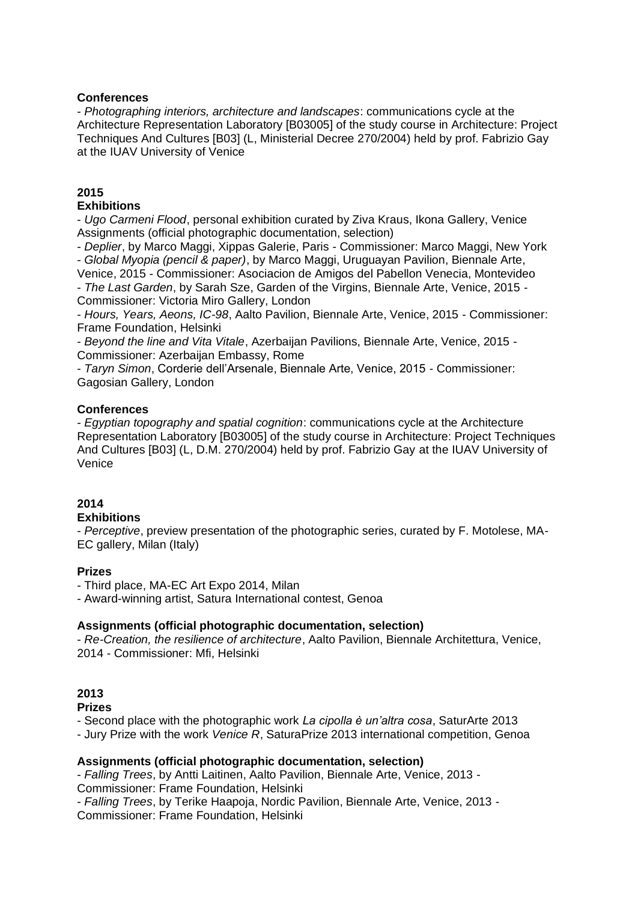**Conferences**

- *Photographing interiors, architecture and landscapes*: communications cycle at the Architecture Representation Laboratory [B03005] of the study course in Architecture: Project Techniques And Cultures [B03] (L, Ministerial Decree 270/2004) held by prof. Fabrizio Gay at the IUAV University of Venice

## 2015

**Exhibitions**

- *Ugo Carmeni Flood*, personal exhibition curated by Ziva Kraus, Ikona Gallery, Venice

Assignments (official photographic documentation, selection)

- *Deplier*, by Marco Maggi, Xippas Galerie, Paris - Commissioner: Marco Maggi, New York
- *Global Myopia (pencil & paper)*, by Marco Maggi, Uruguayan Pavilion, Biennale Arte, Venice, 2015 - Commissioner: Asociacion de Amigos del Pabellon Venecia, Montevideo
- *The Last Garden*, by Sarah Sze, Garden of the Virgins, Biennale Arte, Venice, 2015 - Commissioner: Victoria Miro Gallery, London
- *Hours, Years, Aeons, IC-98*, Aalto Pavilion, Biennale Arte, Venice, 2015 - Commissioner: Frame Foundation, Helsinki
- *Beyond the line and Vita Vitale*, Azerbaijan Pavilions, Biennale Arte, Venice, 2015 - Commissioner: Azerbaijan Embassy, Rome
- *Taryn Simon*, Corderie dell'Arsenale, Biennale Arte, Venice, 2015 - Commissioner: Gagosian Gallery, London

**Conferences**

- *Egyptian topography and spatial cognition*: communications cycle at the Architecture Representation Laboratory [B03005] of the study course in Architecture: Project Techniques And Cultures [B03] (L, D.M. 270/2004) held by prof. Fabrizio Gay at the IUAV University of Venice

## 2014

**Exhibitions**

- *Perceptive*, preview presentation of the photographic series, curated by F. Motolese, MA-EC gallery, Milan (Italy)

**Prizes**

- Third place, MA-EC Art Expo 2014, Milan
- Award-winning artist, Satura International contest, Genoa

**Assignments (official photographic documentation, selection)**

- *Re-Creation, the resilience of architecture*, Aalto Pavilion, Biennale Architettura, Venice, 2014 - Commissioner: Mfi, Helsinki

## 2013

**Prizes**

- Second place with the photographic work *La cipolla è un'altra cosa*, SaturArte 2013
- Jury Prize with the work *Venice R*, SaturaPrize 2013 international competition, Genoa

**Assignments (official photographic documentation, selection)**

- *Falling Trees*, by Antti Laitinen, Aalto Pavilion, Biennale Arte, Venice, 2013 - Commissioner: Frame Foundation, Helsinki
- *Falling Trees*, by Terike Haapoja, Nordic Pavilion, Biennale Arte, Venice, 2013 - Commissioner: Frame Foundation, Helsinki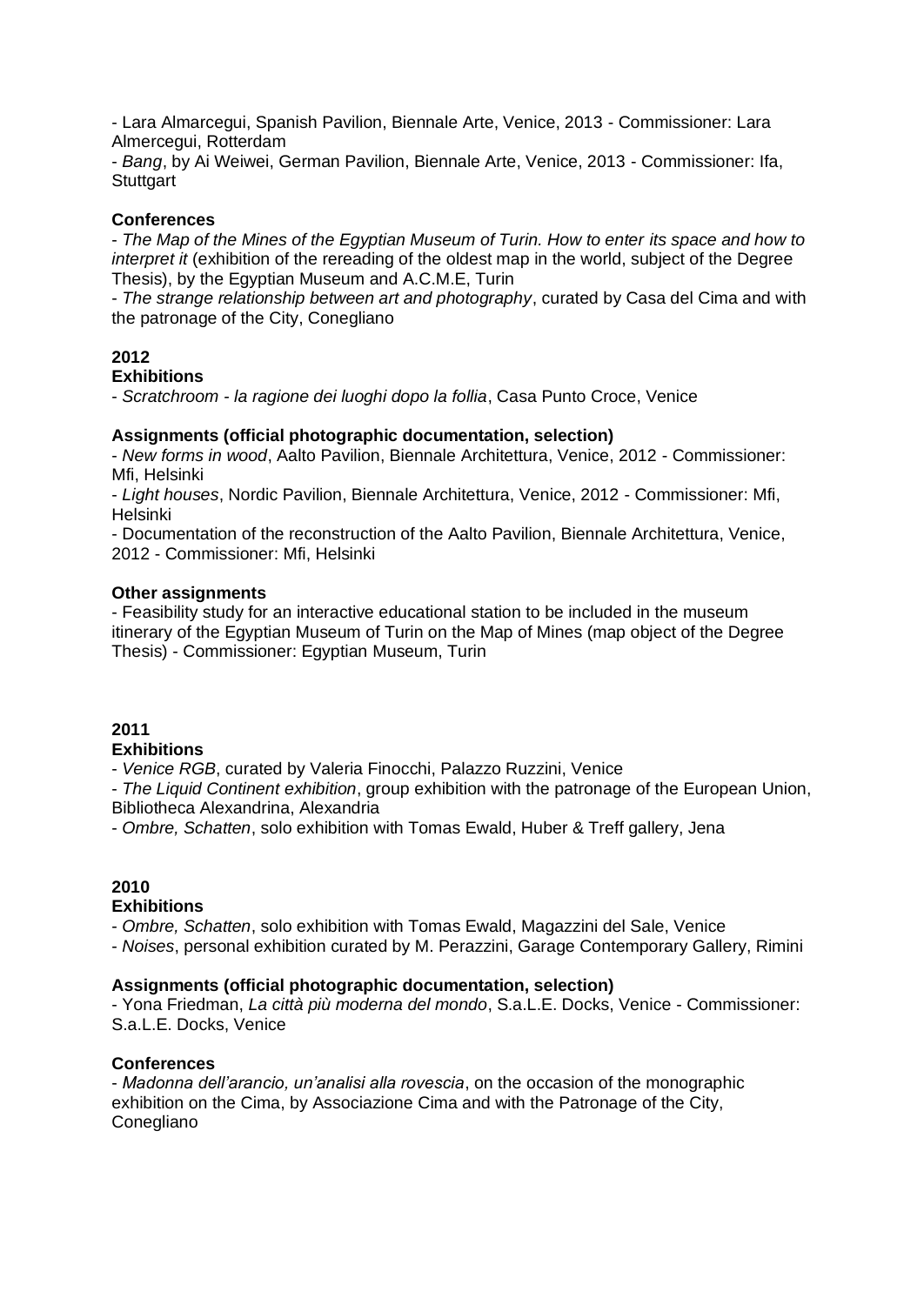- Lara Almarcegui, Spanish Pavilion, Biennale Arte, Venice, 2013 - Commissioner: Lara Almercegui, Rotterdam
- *Bang*, by Ai Weiwei, German Pavilion, Biennale Arte, Venice, 2013 - Commissioner: Ifa, Stuttgart

**Conferences**

- *The Map of the Mines of the Egyptian Museum of Turin. How to enter its space and how to interpret it* (exhibition of the rereading of the oldest map in the world, subject of the Degree Thesis), by the Egyptian Museum and A.C.M.E, Turin
- *The strange relationship between art and photography*, curated by Casa del Cima and with the patronage of the City, Conegliano

**2012**

**Exhibitions**

- *Scratchroom - la ragione dei luoghi dopo la follia*, Casa Punto Croce, Venice

**Assignments (official photographic documentation, selection)**

- *New forms in wood*, Aalto Pavilion, Biennale Architettura, Venice, 2012 - Commissioner: Mfi, Helsinki
- *Light houses*, Nordic Pavilion, Biennale Architettura, Venice, 2012 - Commissioner: Mfi, Helsinki
- Documentation of the reconstruction of the Aalto Pavilion, Biennale Architettura, Venice, 2012 - Commissioner: Mfi, Helsinki

**Other assignments**

- Feasibility study for an interactive educational station to be included in the museum itinerary of the Egyptian Museum of Turin on the Map of Mines (map object of the Degree Thesis) - Commissioner: Egyptian Museum, Turin

**2011**

**Exhibitions**

- *Venice RGB*, curated by Valeria Finocchi, Palazzo Ruzzini, Venice
- *The Liquid Continent exhibition*, group exhibition with the patronage of the European Union, Bibliotheca Alexandrina, Alexandria
- *Ombre, Schatten*, solo exhibition with Tomas Ewald, Huber & Treff gallery, Jena

**2010**

**Exhibitions**

- *Ombre, Schatten*, solo exhibition with Tomas Ewald, Magazzini del Sale, Venice
- *Noises*, personal exhibition curated by M. Perazzini, Garage Contemporary Gallery, Rimini

**Assignments (official photographic documentation, selection)**

- Yona Friedman, *La città più moderna del mondo*, S.a.L.E. Docks, Venice - Commissioner: S.a.L.E. Docks, Venice

**Conferences**

- *Madonna dell'arancio, un'analisi alla rovescia*, on the occasion of the monographic exhibition on the Cima, by Associazione Cima and with the Patronage of the City, Conegliano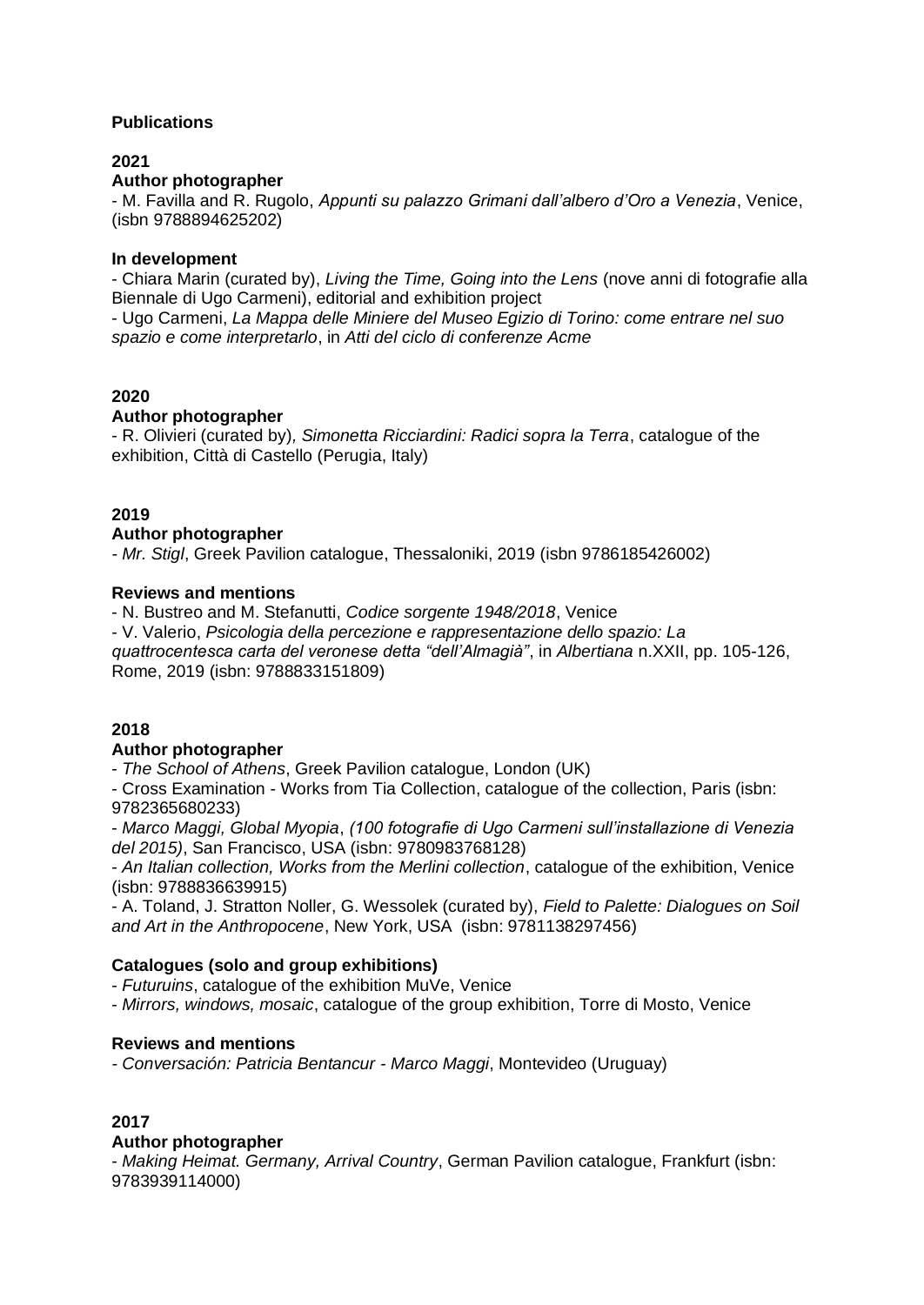## Publications

### 2021

**Author photographer**

- M. Favilla and R. Rugolo, *Appunti su palazzo Grimani dall'albero d'Oro a Venezia*, Venice, (isbn 9788894625202)

**In development**

- Chiara Marin (curated by), *Living the Time, Going into the Lens* (nove anni di fotografie alla Biennale di Ugo Carmeni), editorial and exhibition project
- Ugo Carmeni, *La Mappa delle Miniere del Museo Egizio di Torino: come entrare nel suo spazio e come interpretarlo*, in *Atti del ciclo di conferenze Acme*

### 2020

**Author photographer**

- R. Olivieri (curated by), *Simonetta Ricciardini: Radici sopra la Terra*, catalogue of the exhibition, Città di Castello (Perugia, Italy)

### 2019

**Author photographer**

- *Mr. Stigl*, Greek Pavilion catalogue, Thessaloniki, 2019 (isbn 9786185426002)

**Reviews and mentions**

- N. Bustreo and M. Stefanutti, *Codice sorgente 1948/2018*, Venice
- V. Valerio, *Psicologia della percezione e rappresentazione dello spazio: La quattrocentesca carta del veronese detta "dell'Almagià"*, in *Albertiana* n.XXII, pp. 105-126, Rome, 2019 (isbn: 9788833151809)

### 2018

**Author photographer**

- *The School of Athens*, Greek Pavilion catalogue, London (UK)
- Cross Examination - Works from Tia Collection, catalogue of the collection, Paris (isbn: 9782365680233)
- *Marco Maggi, Global Myopia*, *(100 fotografie di Ugo Carmeni sull'installazione di Venezia del 2015)*, San Francisco, USA (isbn: 9780983768128)
- *An Italian collection, Works from the Merlini collection*, catalogue of the exhibition, Venice (isbn: 9788836639915)
- A. Toland, J. Stratton Noller, G. Wessolek (curated by), *Field to Palette: Dialogues on Soil and Art in the Anthropocene*, New York, USA (isbn: 9781138297456)

**Catalogues (solo and group exhibitions)**

- *Futuruins*, catalogue of the exhibition MuVe, Venice
- *Mirrors, windows, mosaic*, catalogue of the group exhibition, Torre di Mosto, Venice

**Reviews and mentions**

- *Conversación: Patricia Bentancur - Marco Maggi*, Montevideo (Uruguay)

### 2017

**Author photographer**

- *Making Heimat. Germany, Arrival Country*, German Pavilion catalogue, Frankfurt (isbn: 9783939114000)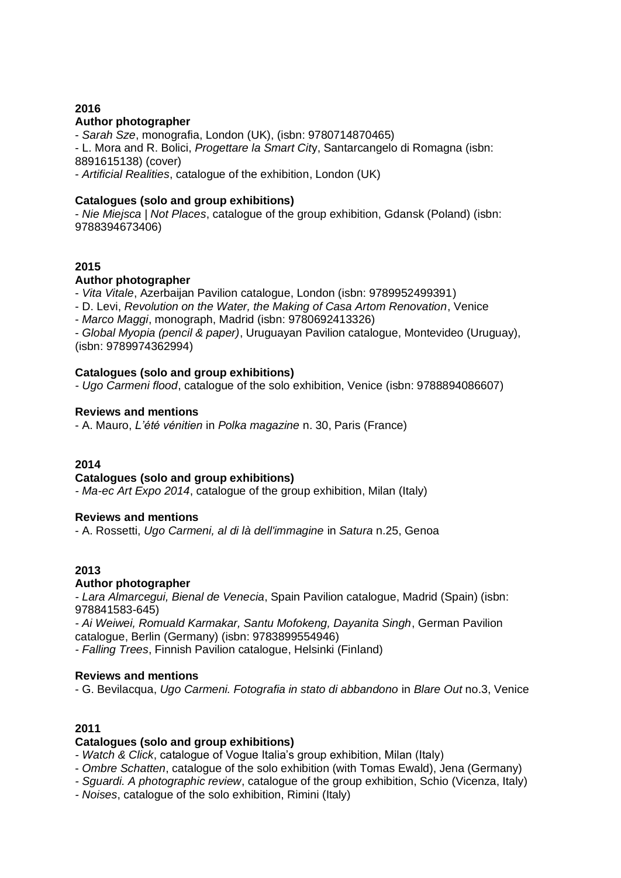## 2016

### Author photographer

- *Sarah Sze*, monografia, London (UK), (isbn: 9780714870465)
- L. Mora and R. Bolici, *Progettare la Smart Cit*y, Santarcangelo di Romagna (isbn: 8891615138) (cover)
- *Artificial Realities*, catalogue of the exhibition, London (UK)

### Catalogues (solo and group exhibitions)

- *Nie Miejsca | Not Places*, catalogue of the group exhibition, Gdansk (Poland) (isbn: 9788394673406)

## 2015

### Author photographer

- *Vita Vitale*, Azerbaijan Pavilion catalogue, London (isbn: 9789952499391)
- D. Levi, *Revolution on the Water, the Making of Casa Artom Renovation*, Venice
- *Marco Maggi*, monograph, Madrid (isbn: 9780692413326)
- *Global Myopia (pencil & paper)*, Uruguayan Pavilion catalogue, Montevideo (Uruguay), (isbn: 9789974362994)

### Catalogues (solo and group exhibitions)

- *Ugo Carmeni flood*, catalogue of the solo exhibition, Venice (isbn: 9788894086607)

### Reviews and mentions

- A. Mauro, *L'été vénitien* in *Polka magazine* n. 30, Paris (France)

## 2014

### Catalogues (solo and group exhibitions)

- *Ma-ec Art Expo 2014*, catalogue of the group exhibition, Milan (Italy)

### Reviews and mentions

- A. Rossetti, *Ugo Carmeni, al di là dell'immagine* in *Satura* n.25, Genoa

## 2013

### Author photographer

- *Lara Almarcegui, Bienal de Venecia*, Spain Pavilion catalogue, Madrid (Spain) (isbn: 978841583-645)
- *Ai Weiwei, Romuald Karmakar, Santu Mofokeng, Dayanita Singh*, German Pavilion catalogue, Berlin (Germany) (isbn: 9783899554946)
- *Falling Trees*, Finnish Pavilion catalogue, Helsinki (Finland)

### Reviews and mentions

- G. Bevilacqua, *Ugo Carmeni. Fotografia in stato di abbandono* in *Blare Out* no.3, Venice

## 2011

### Catalogues (solo and group exhibitions)

- *Watch & Click*, catalogue of Vogue Italia's group exhibition, Milan (Italy)
- *Ombre Schatten*, catalogue of the solo exhibition (with Tomas Ewald), Jena (Germany)
- *Sguardi. A photographic review*, catalogue of the group exhibition, Schio (Vicenza, Italy)
- *Noises*, catalogue of the solo exhibition, Rimini (Italy)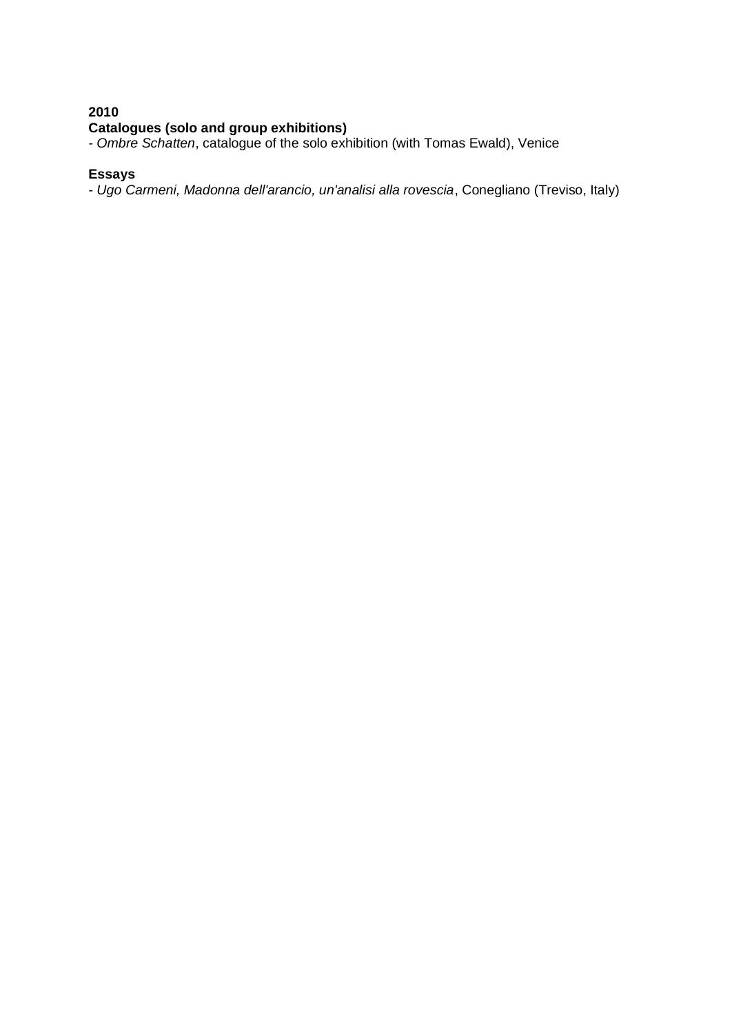**2010**

**Catalogues (solo and group exhibitions)**

- *Ombre Schatten*, catalogue of the solo exhibition (with Tomas Ewald), Venice

**Essays**

- *Ugo Carmeni, Madonna dell'arancio, un'analisi alla rovescia*, Conegliano (Treviso, Italy)